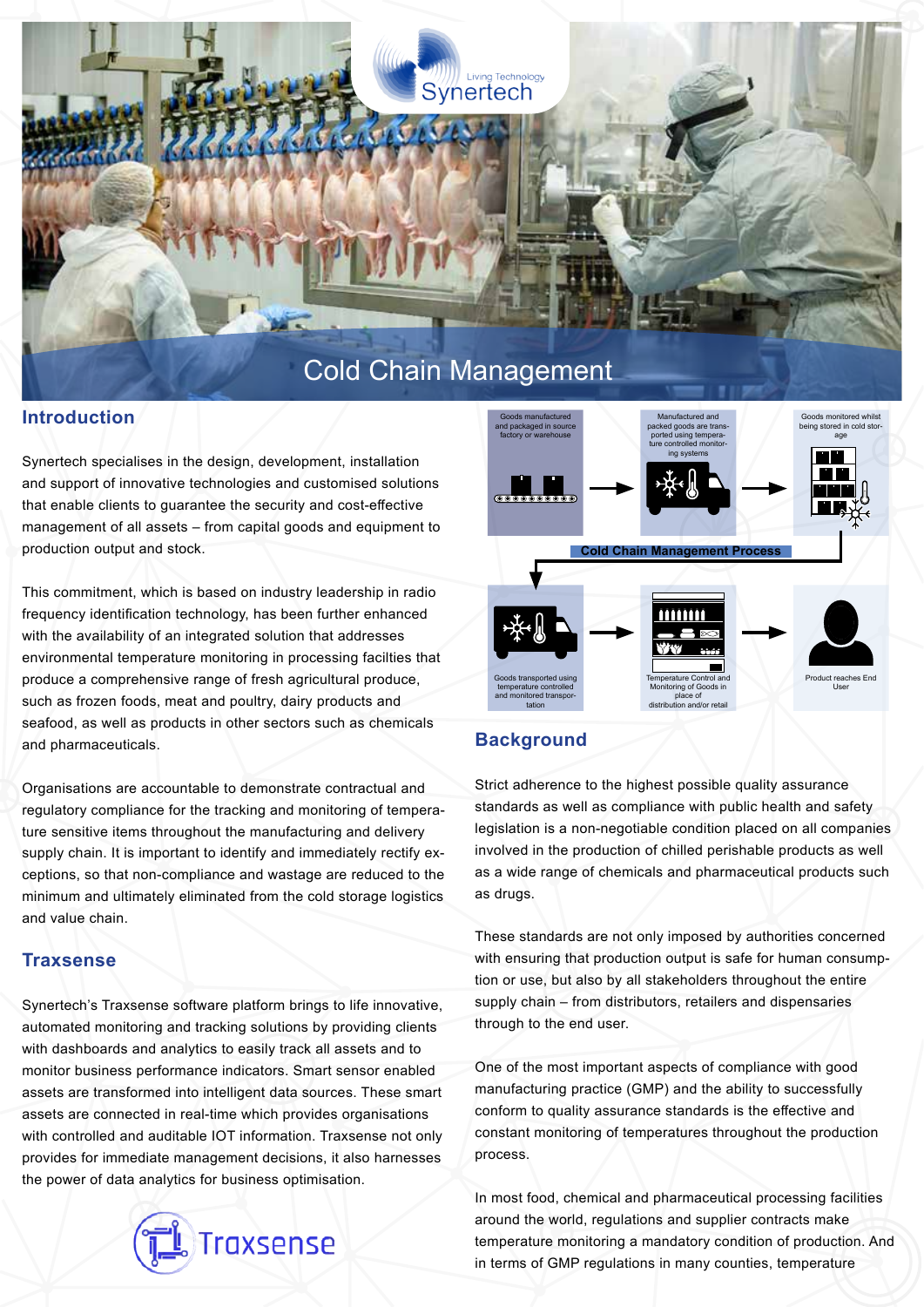# Cold Chain Management

## Introduction

Synertech specialises in the design, development, installation and support of innovative technologies and customised solutions that enable clients to guarantee the security and cost-effective management of all assets – from capital goods and equipment to production output and stock.

This commitment, which is based on industry leadership in radio frequency identification technology, has been further enhanced with the availability of an integrated solution that addresses environmental temperature monitoring in processing facilties that produce a comprehensive range of fresh agricultural produce, such as frozen foods, meat and poultry, dairy products and seafood, as well as products in other sectors such as chemicals and pharmaceuticals.

Organisations are accountable to demonstrate contractual and regulatory compliance for the tracking and monitoring of temperature sensitive items throughout the manufacturing and delivery supply chain. It is important to identify and immediately rectify exceptions, so that non-compliance and wastage are reduced to the minimum and ultimately eliminated from the cold storage logistics and value chain.

## Traxsense

Synertech's Traxsense software platform brings to life innovative, automated monitoring and tracking solutions by providing clients with dashboards and analytics to easily track all assets and to monitor business performance indicators. Smart sensor enabled assets are transformed into intelligent data sources. These smart assets are connected in real-time which provides organisations with controlled and auditable IOT information. Traxsense not only provides for immediate management decisions, it also harnesses the power of data analytics for business optimisation.

**Cold Chain Management Process**

- Goods manufactured and packaged in source factory or warehouse
- Manufactured and packed goods are transported using temperature controlled monitoring systems
- Goods monitored whilst being stored in cold storage
- Goods transported using temperature controlled and monitored transportation
- Temperature Control and Monitoring of Goods in place of distribution and/or retail
- Product reaches End User

## Background

Strict adherence to the highest possible quality assurance standards as well as compliance with public health and safety legislation is a non-negotiable condition placed on all companies involved in the production of chilled perishable products as well as a wide range of chemicals and pharmaceutical products such as drugs.

These standards are not only imposed by authorities concerned with ensuring that production output is safe for human consumption or use, but also by all stakeholders throughout the entire supply chain – from distributors, retailers and dispensaries through to the end user.

One of the most important aspects of compliance with good manufacturing practice (GMP) and the ability to successfully conform to quality assurance standards is the effective and constant monitoring of temperatures throughout the production process.

In most food, chemical and pharmaceutical processing facilities around the world, regulations and supplier contracts make temperature monitoring a mandatory condition of production. And in terms of GMP regulations in many counties, temperature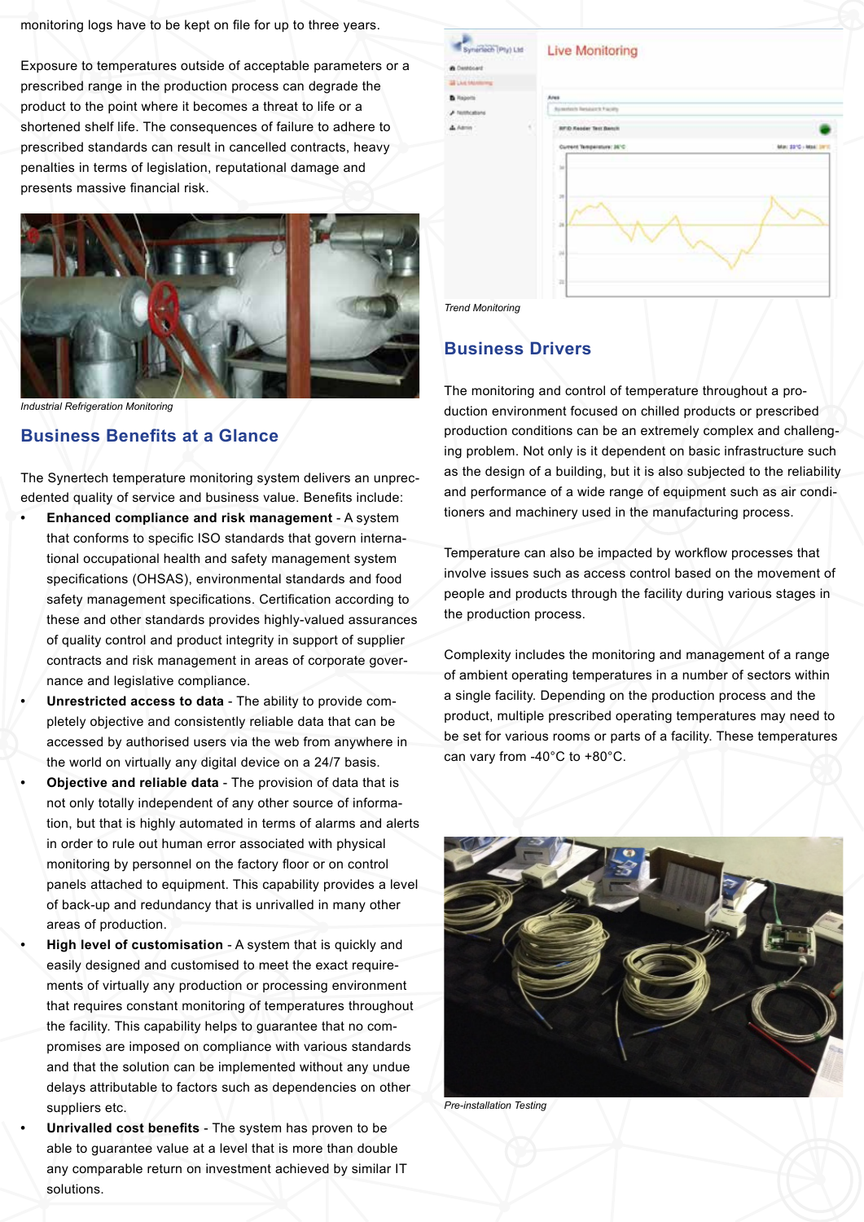monitoring logs have to be kept on file for up to three years.

Exposure to temperatures outside of acceptable parameters or a prescribed range in the production process can degrade the product to the point where it becomes a threat to life or a shortened shelf life. The consequences of failure to adhere to prescribed standards can result in cancelled contracts, heavy penalties in terms of legislation, reputational damage and presents massive financial risk.

*Industrial Refrigeration Monitoring*

## Business Benefits at a Glance

The Synertech temperature monitoring system delivers an unprecedented quality of service and business value. Benefits include:

- **Enhanced compliance and risk management** - A system that conforms to specific ISO standards that govern international occupational health and safety management system specifications (OHSAS), environmental standards and food safety management specifications. Certification according to these and other standards provides highly-valued assurances of quality control and product integrity in support of supplier contracts and risk management in areas of corporate governance and legislative compliance.
- **Unrestricted access to data** - The ability to provide completely objective and consistently reliable data that can be accessed by authorised users via the web from anywhere in the world on virtually any digital device on a 24/7 basis.
- **Objective and reliable data** - The provision of data that is not only totally independent of any other source of information, but that is highly automated in terms of alarms and alerts in order to rule out human error associated with physical monitoring by personnel on the factory floor or on control panels attached to equipment. This capability provides a level of back-up and redundancy that is unrivalled in many other areas of production.
- **High level of customisation** - A system that is quickly and easily designed and customised to meet the exact requirements of virtually any production or processing environment that requires constant monitoring of temperatures throughout the facility. This capability helps to guarantee that no compromises are imposed on compliance with various standards and that the solution can be implemented without any undue delays attributable to factors such as dependencies on other suppliers etc.
- **Unrivalled cost benefits** - The system has proven to be able to guarantee value at a level that is more than double any comparable return on investment achieved by similar IT solutions.

*Trend Monitoring*

## Business Drivers

The monitoring and control of temperature throughout a production environment focused on chilled products or prescribed production conditions can be an extremely complex and challenging problem. Not only is it dependent on basic infrastructure such as the design of a building, but it is also subjected to the reliability and performance of a wide range of equipment such as air conditioners and machinery used in the manufacturing process.

Temperature can also be impacted by workflow processes that involve issues such as access control based on the movement of people and products through the facility during various stages in the production process.

Complexity includes the monitoring and management of a range of ambient operating temperatures in a number of sectors within a single facility. Depending on the production process and the product, multiple prescribed operating temperatures may need to be set for various rooms or parts of a facility. These temperatures can vary from -40°C to +80°C.

*Pre-installation Testing*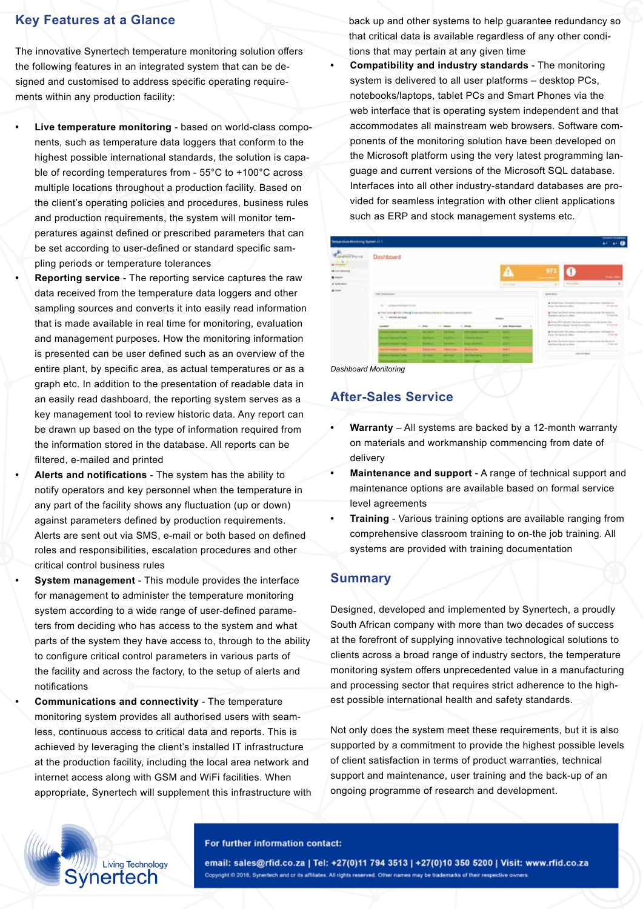## Key Features at a Glance

The innovative Synertech temperature monitoring solution offers the following features in an integrated system that can be designed and customised to address specific operating requirements within any production facility:

- **Live temperature monitoring** - based on world-class components, such as temperature data loggers that conform to the highest possible international standards, the solution is capable of recording temperatures from - 55°C to +100°C across multiple locations throughout a production facility. Based on the client's operating policies and procedures, business rules and production requirements, the system will monitor temperatures against defined or prescribed parameters that can be set according to user-defined or standard specific sampling periods or temperature tolerances
- **Reporting service** - The reporting service captures the raw data received from the temperature data loggers and other sampling sources and converts it into easily read information that is made available in real time for monitoring, evaluation and management purposes. How the monitoring information is presented can be user defined such as an overview of the entire plant, by specific area, as actual temperatures or as a graph etc. In addition to the presentation of readable data in an easily read dashboard, the reporting system serves as a key management tool to review historic data. Any report can be drawn up based on the type of information required from the information stored in the database. All reports can be filtered, e-mailed and printed
- **Alerts and notifications** - The system has the ability to notify operators and key personnel when the temperature in any part of the facility shows any fluctuation (up or down) against parameters defined by production requirements. Alerts are sent out via SMS, e-mail or both based on defined roles and responsibilities, escalation procedures and other critical control business rules
- **System management** - This module provides the interface for management to administer the temperature monitoring system according to a wide range of user-defined parameters from deciding who has access to the system and what parts of the system they have access to, through to the ability to configure critical control parameters in various parts of the facility and across the factory, to the setup of alerts and notifications
- **Communications and connectivity** - The temperature monitoring system provides all authorised users with seamless, continuous access to critical data and reports. This is achieved by leveraging the client's installed IT infrastructure at the production facility, including the local area network and internet access along with GSM and WiFi facilities. When appropriate, Synertech will supplement this infrastructure with back up and other systems to help guarantee redundancy so that critical data is available regardless of any other conditions that may pertain at any given time
- **Compatibility and industry standards** - The monitoring system is delivered to all user platforms – desktop PCs, notebooks/laptops, tablet PCs and Smart Phones via the web interface that is operating system independent and that accommodates all mainstream web browsers. Software components of the monitoring solution have been developed on the Microsoft platform using the very latest programming language and current versions of the Microsoft SQL database. Interfaces into all other industry-standard databases are provided for seamless integration with other client applications such as ERP and stock management systems etc.

*Dashboard Monitoring*

## After-Sales Service

- **Warranty** – All systems are backed by a 12-month warranty on materials and workmanship commencing from date of delivery
- **Maintenance and support** - A range of technical support and maintenance options are available based on formal service level agreements
- **Training** - Various training options are available ranging from comprehensive classroom training to on-the job training. All systems are provided with training documentation

## Summary

Designed, developed and implemented by Synertech, a proudly South African company with more than two decades of success at the forefront of supplying innovative technological solutions to clients across a broad range of industry sectors, the temperature monitoring system offers unprecedented value in a manufacturing and processing sector that requires strict adherence to the highest possible international health and safety standards.

Not only does the system meet these requirements, but it is also supported by a commitment to provide the highest possible levels of client satisfaction in terms of product warranties, technical support and maintenance, user training and the back-up of an ongoing programme of research and development.

Living Technology
Synertech

**For further information contact:**

**email: sales@rfid.co.za | Tel: +27(0)11 794 3513 | +27(0)10 350 5200 | Visit: www.rfid.co.za**

Copyright © 2016, Synertech and or its affiliates. All rights reserved. Other names may be trademarks of their respective owners.